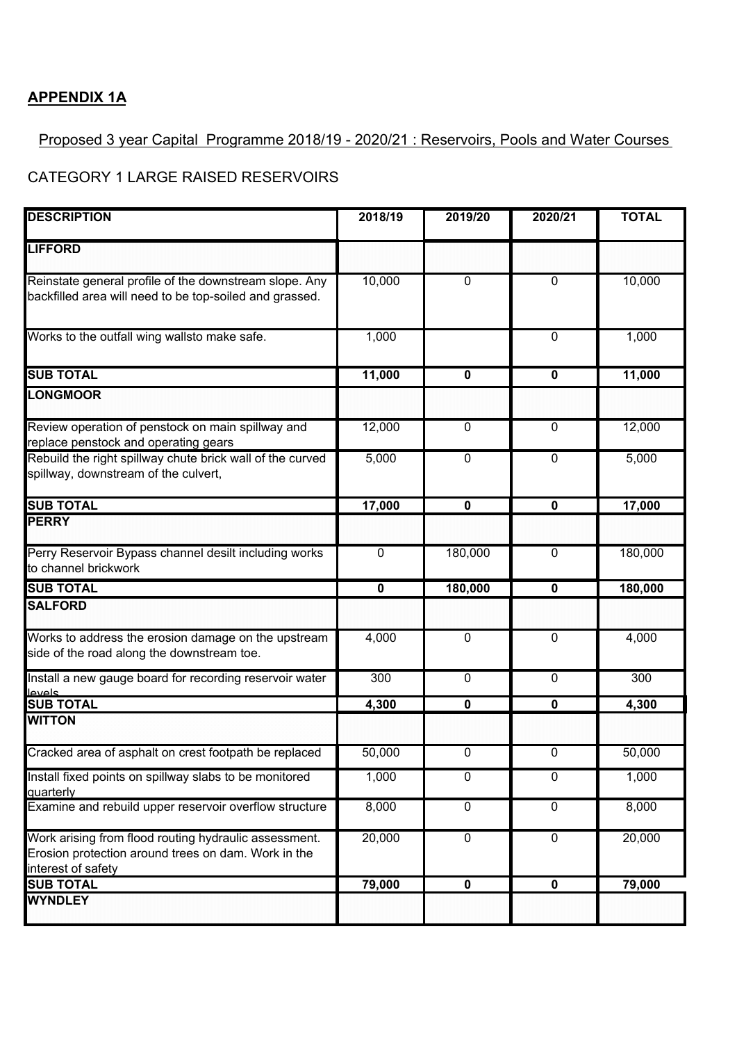## APPENDIX 1A

Proposed 3 year Capital Programme 2018/19 - 2020/21 : Reservoirs, Pools and Water Courses

CATEGORY 1 LARGE RAISED RESERVOIRS

| DESCRIPTION | 2018/19 | 2019/20 | 2020/21 | TOTAL |
|---|---|---|---|---|
| **LIFFORD** | | | | |
| Reinstate general profile of the downstream slope. Any backfilled area will need to be top-soiled and grassed. | 10,000 | 0 | 0 | 10,000 |
| Works to the outfall wing wallsto make safe. | 1,000 | | 0 | 1,000 |
| **SUB TOTAL** | **11,000** | **0** | **0** | **11,000** |
| **LONGMOOR** | | | | |
| Review operation of penstock on main spillway and replace penstock and operating gears | 12,000 | 0 | 0 | 12,000 |
| Rebuild the right spillway chute brick wall of the curved spillway, downstream of the culvert, | 5,000 | 0 | 0 | 5,000 |
| **SUB TOTAL** | **17,000** | **0** | **0** | **17,000** |
| **PERRY** | | | | |
| Perry Reservoir Bypass channel desilt including works to channel brickwork | 0 | 180,000 | 0 | 180,000 |
| **SUB TOTAL** | **0** | **180,000** | **0** | **180,000** |
| **SALFORD** | | | | |
| Works to address the erosion damage on the upstream side of the road along the downstream toe. | 4,000 | 0 | 0 | 4,000 |
| Install a new gauge board for recording reservoir water levels | 300 | 0 | 0 | 300 |
| **SUB TOTAL** | **4,300** | **0** | **0** | **4,300** |
| **WITTON** | | | | |
| Cracked area of asphalt on crest footpath be replaced | 50,000 | 0 | 0 | 50,000 |
| Install fixed points on spillway slabs to be monitored quarterly | 1,000 | 0 | 0 | 1,000 |
| Examine and rebuild upper reservoir overflow structure | 8,000 | 0 | 0 | 8,000 |
| Work arising from flood routing hydraulic assessment. Erosion protection around trees on dam. Work in the interest of safety | 20,000 | 0 | 0 | 20,000 |
| **SUB TOTAL** | **79,000** | **0** | **0** | **79,000** |
| **WYNDLEY** | | | | |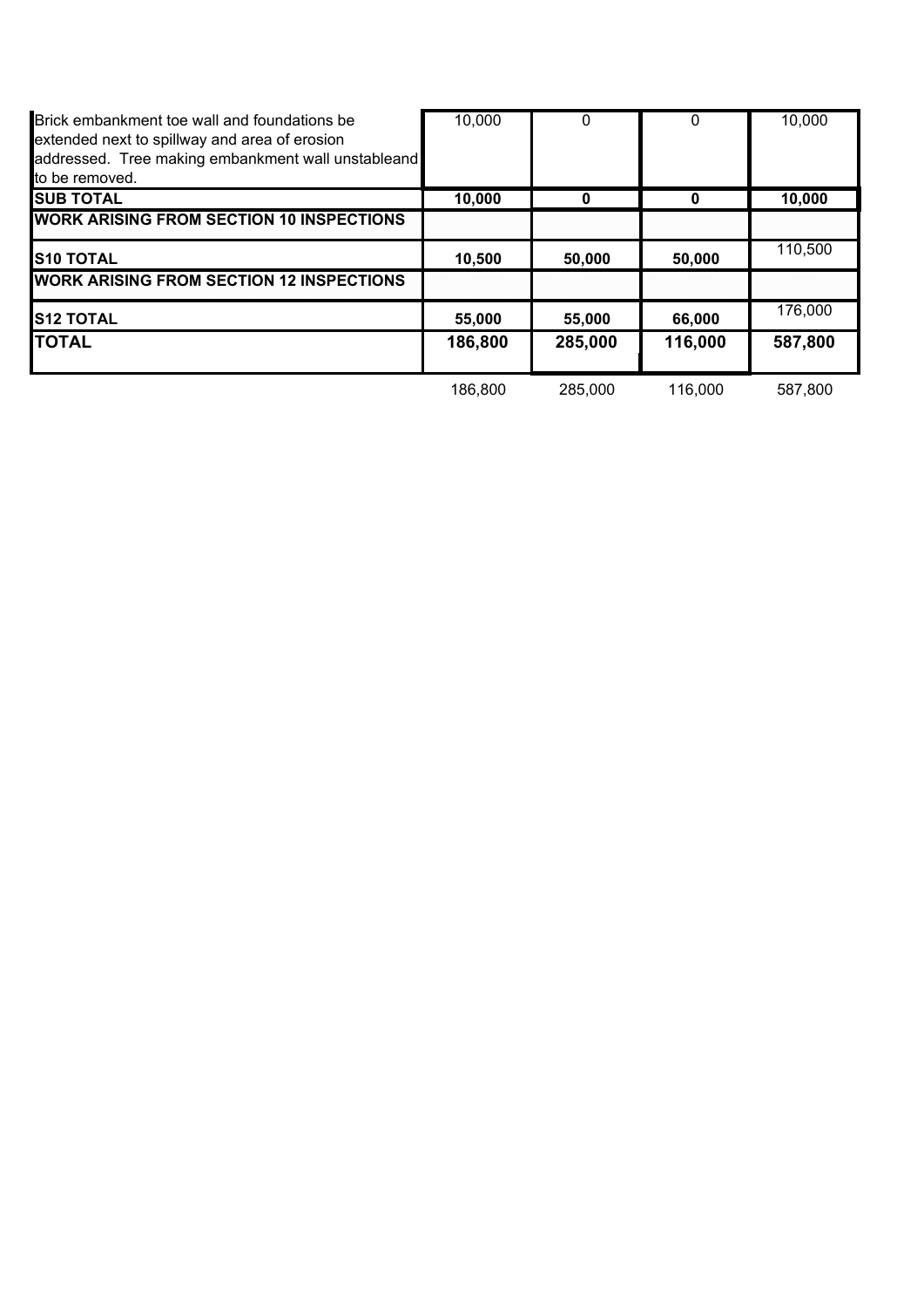| | | | | |
|---|---|---|---|---|
| Brick embankment toe wall and foundations be extended next to spillway and area of erosion addressed. Tree making embankment wall unstableand to be removed. | 10,000 | 0 | 0 | 10,000 |
| **SUB TOTAL** | **10,000** | **0** | **0** | **10,000** |
| **WORK ARISING FROM SECTION 10 INSPECTIONS** | | | | |
| **S10 TOTAL** | **10,500** | **50,000** | **50,000** | 110,500 |
| **WORK ARISING FROM SECTION 12 INSPECTIONS** | | | | |
| **S12 TOTAL** | **55,000** | **55,000** | **66,000** | 176,000 |
| **TOTAL** | **186,800** | **285,000** | **116,000** | **587,800** |
| | 186,800 | 285,000 | 116,000 | 587,800 |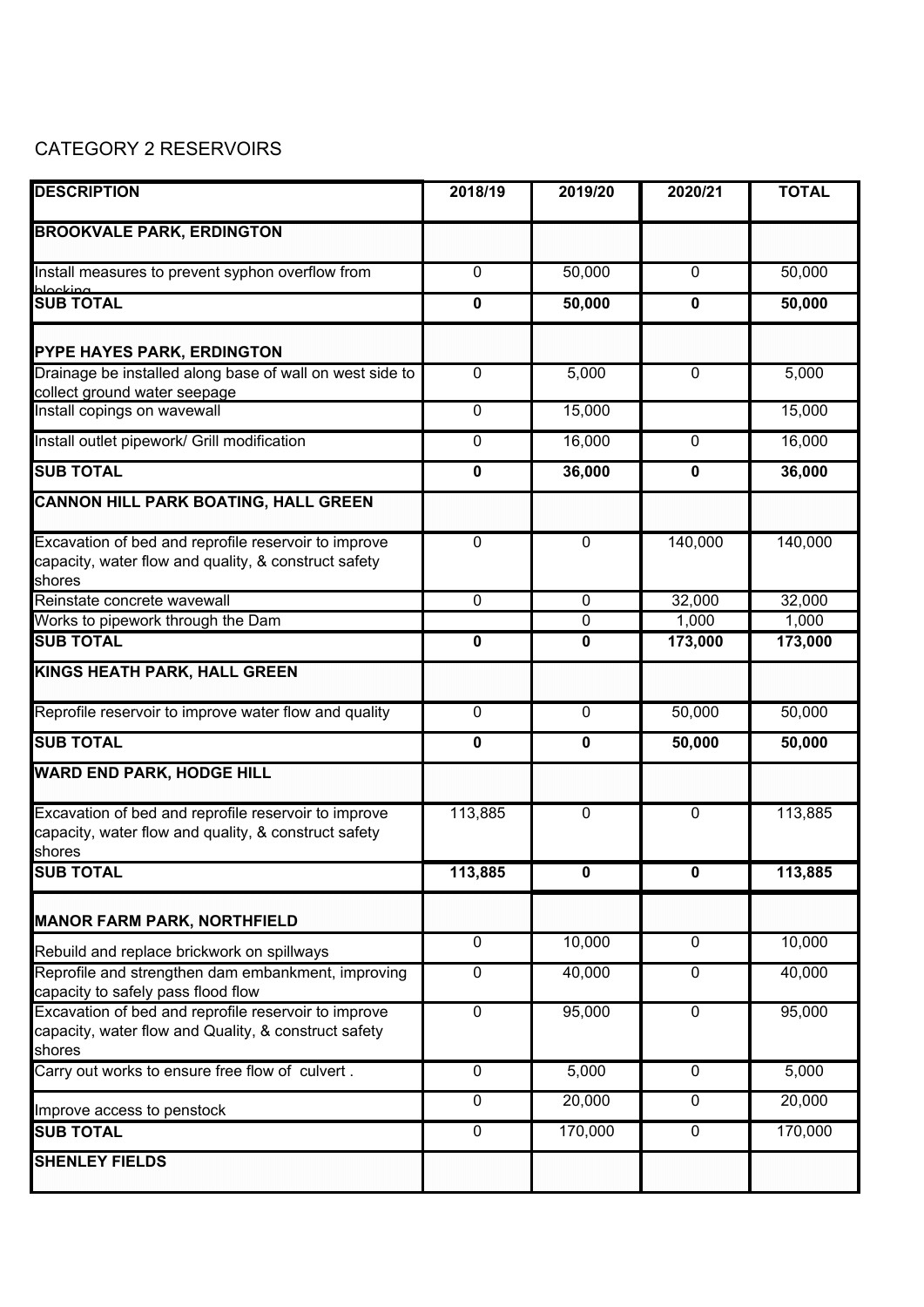CATEGORY 2 RESERVOIRS

| DESCRIPTION | 2018/19 | 2019/20 | 2020/21 | TOTAL |
|---|---|---|---|---|
| **BROOKVALE PARK, ERDINGTON** | | | | |
| Install measures to prevent syphon overflow from blocking | 0 | 50,000 | 0 | 50,000 |
| **SUB TOTAL** | **0** | **50,000** | **0** | **50,000** |
| **PYPE HAYES PARK, ERDINGTON** | | | | |
| Drainage be installed along base of wall on west side to collect ground water seepage | 0 | 5,000 | 0 | 5,000 |
| Install copings on wavewall | 0 | 15,000 | | 15,000 |
| Install outlet pipework/ Grill modification | 0 | 16,000 | 0 | 16,000 |
| **SUB TOTAL** | **0** | **36,000** | **0** | **36,000** |
| **CANNON HILL PARK BOATING, HALL GREEN** | | | | |
| Excavation of bed and reprofile reservoir to improve capacity, water flow and quality, & construct safety shores | 0 | 0 | 140,000 | 140,000 |
| Reinstate concrete wavewall | 0 | 0 | 32,000 | 32,000 |
| Works to pipework through the Dam | | 0 | 1,000 | 1,000 |
| **SUB TOTAL** | **0** | **0** | **173,000** | **173,000** |
| **KINGS HEATH PARK, HALL GREEN** | | | | |
| Reprofile reservoir to improve water flow and quality | 0 | 0 | 50,000 | 50,000 |
| **SUB TOTAL** | **0** | **0** | **50,000** | **50,000** |
| **WARD END PARK, HODGE HILL** | | | | |
| Excavation of bed and reprofile reservoir to improve capacity, water flow and quality, & construct safety shores | 113,885 | 0 | 0 | 113,885 |
| **SUB TOTAL** | **113,885** | **0** | **0** | **113,885** |
| **MANOR FARM PARK, NORTHFIELD** | | | | |
| Rebuild and replace brickwork on spillways | 0 | 10,000 | 0 | 10,000 |
| Reprofile and strengthen dam embankment, improving capacity to safely pass flood flow | 0 | 40,000 | 0 | 40,000 |
| Excavation of bed and reprofile reservoir to improve capacity, water flow and Quality, & construct safety shores | 0 | 95,000 | 0 | 95,000 |
| Carry out works to ensure free flow of culvert . | 0 | 5,000 | 0 | 5,000 |
| Improve access to penstock | 0 | 20,000 | 0 | 20,000 |
| **SUB TOTAL** | 0 | 170,000 | 0 | 170,000 |
| **SHENLEY FIELDS** | | | | |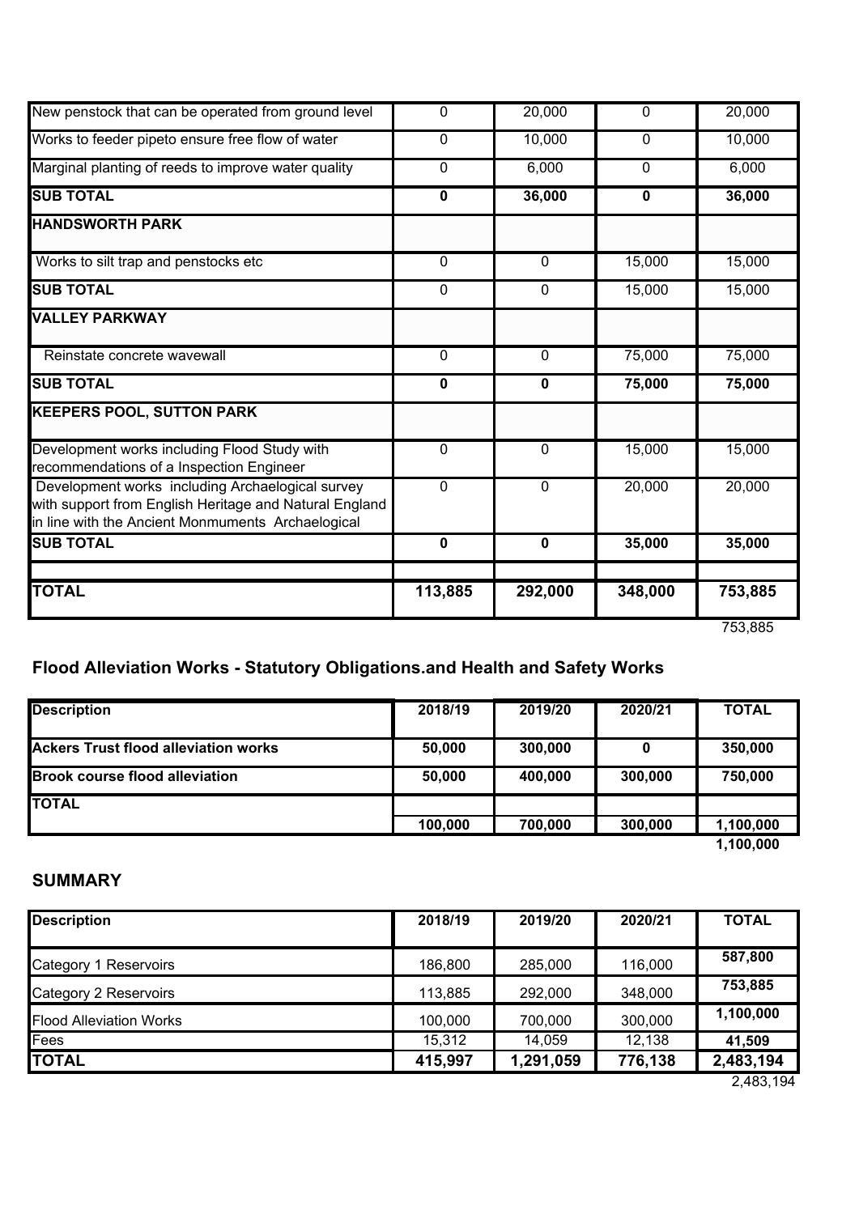| | | | | |
|---|---|---|---|---|
| New penstock that can be operated from ground level | 0 | 20,000 | 0 | 20,000 |
| Works to feeder pipeto ensure free flow of water | 0 | 10,000 | 0 | 10,000 |
| Marginal planting of reeds to improve water quality | 0 | 6,000 | 0 | 6,000 |
| **SUB TOTAL** | **0** | **36,000** | **0** | **36,000** |
| **HANDSWORTH PARK** | | | | |
| Works to silt trap and penstocks etc | 0 | 0 | 15,000 | 15,000 |
| **SUB TOTAL** | 0 | 0 | 15,000 | 15,000 |
| **VALLEY PARKWAY** | | | | |
| Reinstate concrete wavewall | 0 | 0 | 75,000 | 75,000 |
| **SUB TOTAL** | **0** | **0** | **75,000** | **75,000** |
| **KEEPERS POOL, SUTTON PARK** | | | | |
| Development works including Flood Study with recommendations of a Inspection Engineer | 0 | 0 | 15,000 | 15,000 |
| Development works including Archaeological survey with support from English Heritage and Natural England in line with the Ancient Monmuments Archaelogical | 0 | 0 | 20,000 | 20,000 |
| **SUB TOTAL** | **0** | **0** | **35,000** | **35,000** |
| | | | | |
| **TOTAL** | **113,885** | **292,000** | **348,000** | **753,885** |

753,885

## Flood Alleviation Works - Statutory Obligations.and Health and Safety Works

| **Description** | **2018/19** | **2019/20** | **2020/21** | **TOTAL** |
|---|---|---|---|---|
| **Ackers Trust flood alleviation works** | **50,000** | **300,000** | **0** | **350,000** |
| **Brook course flood alleviation** | **50,000** | **400,000** | **300,000** | **750,000** |
| **TOTAL** | **100,000** | **700,000** | **300,000** | **1,100,000** |

**1,100,000**

## SUMMARY

| **Description** | **2018/19** | **2019/20** | **2020/21** | **TOTAL** |
|---|---|---|---|---|
| Category 1 Reservoirs | 186,800 | 285,000 | 116,000 | **587,800** |
| Category 2 Reservoirs | 113,885 | 292,000 | 348,000 | **753,885** |
| Flood Alleviation Works | 100,000 | 700,000 | 300,000 | **1,100,000** |
| Fees | 15,312 | 14,059 | 12,138 | **41,509** |
| **TOTAL** | **415,997** | **1,291,059** | **776,138** | **2,483,194** |

2,483,194